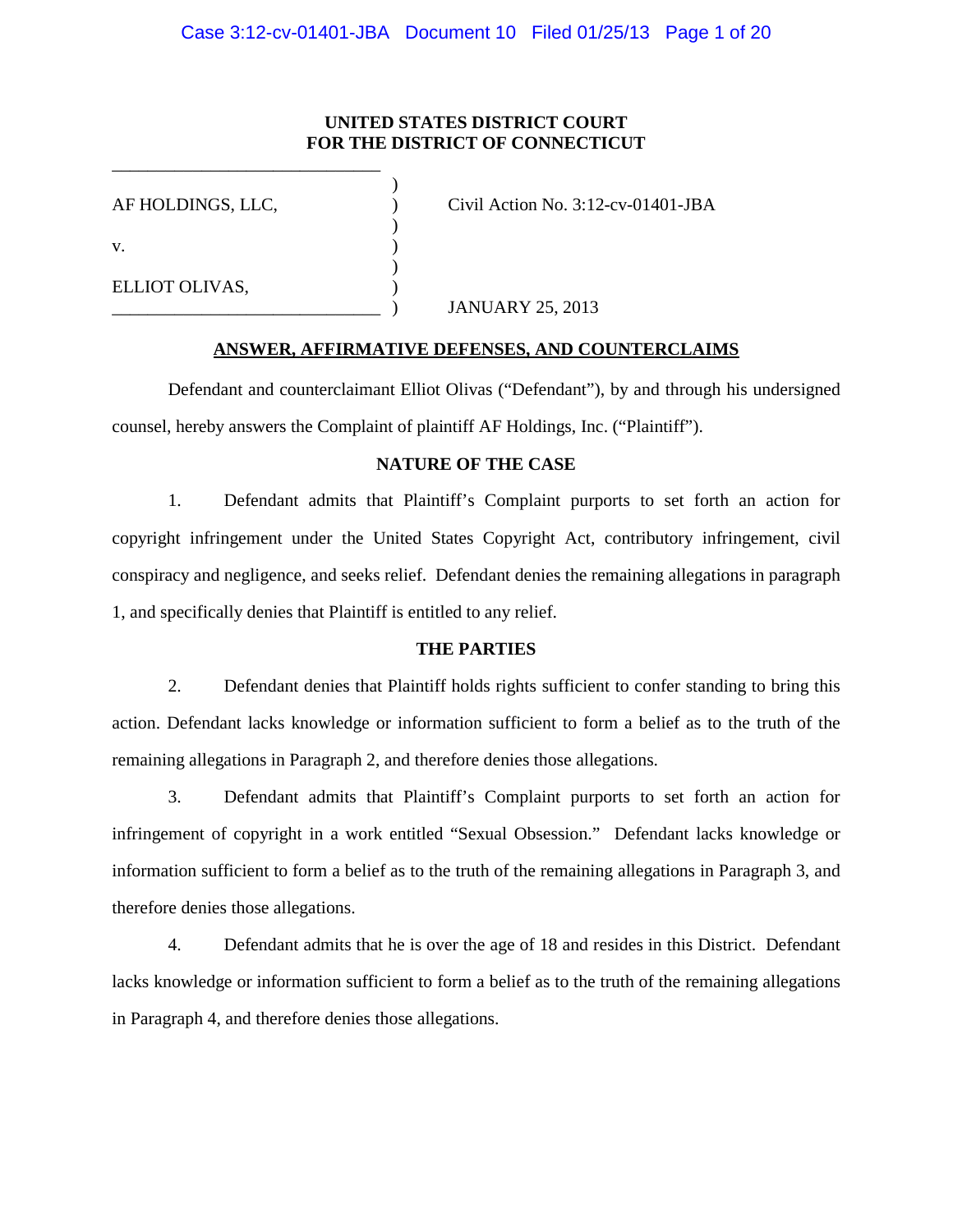**UNITED STATES DISTRICT COURT**
**FOR THE DISTRICT OF CONNECTICUT**

| | |
|---|---|
| AF HOLDINGS, LLC, | Civil Action No. 3:12-cv-01401-JBA |
| v. | |
| ELLIOT OLIVAS, | JANUARY 25, 2013 |

**ANSWER, AFFIRMATIVE DEFENSES, AND COUNTERCLAIMS**

Defendant and counterclaimant Elliot Olivas ("Defendant"), by and through his undersigned counsel, hereby answers the Complaint of plaintiff AF Holdings, Inc. ("Plaintiff").

**NATURE OF THE CASE**

1. Defendant admits that Plaintiff's Complaint purports to set forth an action for copyright infringement under the United States Copyright Act, contributory infringement, civil conspiracy and negligence, and seeks relief. Defendant denies the remaining allegations in paragraph 1, and specifically denies that Plaintiff is entitled to any relief.

**THE PARTIES**

2. Defendant denies that Plaintiff holds rights sufficient to confer standing to bring this action. Defendant lacks knowledge or information sufficient to form a belief as to the truth of the remaining allegations in Paragraph 2, and therefore denies those allegations.

3. Defendant admits that Plaintiff's Complaint purports to set forth an action for infringement of copyright in a work entitled "Sexual Obsession." Defendant lacks knowledge or information sufficient to form a belief as to the truth of the remaining allegations in Paragraph 3, and therefore denies those allegations.

4. Defendant admits that he is over the age of 18 and resides in this District. Defendant lacks knowledge or information sufficient to form a belief as to the truth of the remaining allegations in Paragraph 4, and therefore denies those allegations.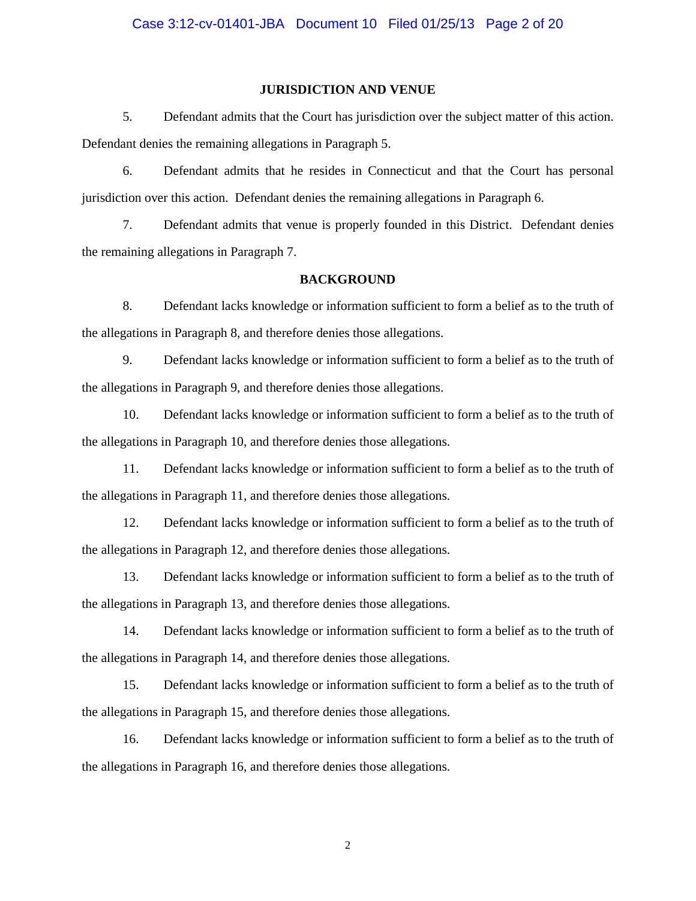## JURISDICTION AND VENUE

5. Defendant admits that the Court has jurisdiction over the subject matter of this action. Defendant denies the remaining allegations in Paragraph 5.

6. Defendant admits that he resides in Connecticut and that the Court has personal jurisdiction over this action. Defendant denies the remaining allegations in Paragraph 6.

7. Defendant admits that venue is properly founded in this District. Defendant denies the remaining allegations in Paragraph 7.

## BACKGROUND

8. Defendant lacks knowledge or information sufficient to form a belief as to the truth of the allegations in Paragraph 8, and therefore denies those allegations.

9. Defendant lacks knowledge or information sufficient to form a belief as to the truth of the allegations in Paragraph 9, and therefore denies those allegations.

10. Defendant lacks knowledge or information sufficient to form a belief as to the truth of the allegations in Paragraph 10, and therefore denies those allegations.

11. Defendant lacks knowledge or information sufficient to form a belief as to the truth of the allegations in Paragraph 11, and therefore denies those allegations.

12. Defendant lacks knowledge or information sufficient to form a belief as to the truth of the allegations in Paragraph 12, and therefore denies those allegations.

13. Defendant lacks knowledge or information sufficient to form a belief as to the truth of the allegations in Paragraph 13, and therefore denies those allegations.

14. Defendant lacks knowledge or information sufficient to form a belief as to the truth of the allegations in Paragraph 14, and therefore denies those allegations.

15. Defendant lacks knowledge or information sufficient to form a belief as to the truth of the allegations in Paragraph 15, and therefore denies those allegations.

16. Defendant lacks knowledge or information sufficient to form a belief as to the truth of the allegations in Paragraph 16, and therefore denies those allegations.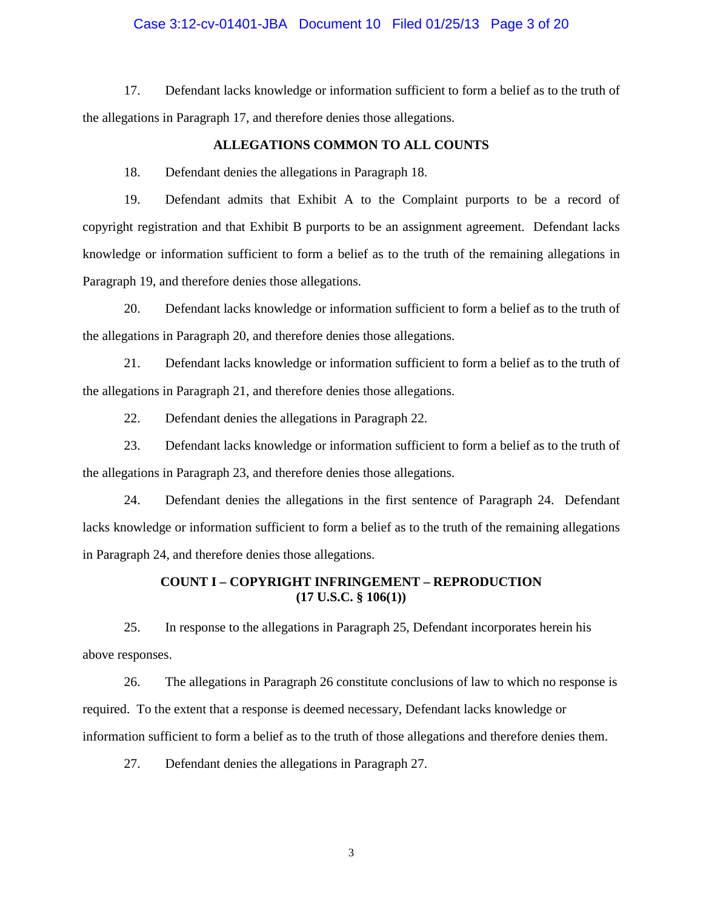17. Defendant lacks knowledge or information sufficient to form a belief as to the truth of the allegations in Paragraph 17, and therefore denies those allegations.

**ALLEGATIONS COMMON TO ALL COUNTS**

18. Defendant denies the allegations in Paragraph 18.

19. Defendant admits that Exhibit A to the Complaint purports to be a record of copyright registration and that Exhibit B purports to be an assignment agreement. Defendant lacks knowledge or information sufficient to form a belief as to the truth of the remaining allegations in Paragraph 19, and therefore denies those allegations.

20. Defendant lacks knowledge or information sufficient to form a belief as to the truth of the allegations in Paragraph 20, and therefore denies those allegations.

21. Defendant lacks knowledge or information sufficient to form a belief as to the truth of the allegations in Paragraph 21, and therefore denies those allegations.

22. Defendant denies the allegations in Paragraph 22.

23. Defendant lacks knowledge or information sufficient to form a belief as to the truth of the allegations in Paragraph 23, and therefore denies those allegations.

24. Defendant denies the allegations in the first sentence of Paragraph 24. Defendant lacks knowledge or information sufficient to form a belief as to the truth of the remaining allegations in Paragraph 24, and therefore denies those allegations.

**COUNT I – COPYRIGHT INFRINGEMENT – REPRODUCTION**
**(17 U.S.C. § 106(1))**

25. In response to the allegations in Paragraph 25, Defendant incorporates herein his above responses.

26. The allegations in Paragraph 26 constitute conclusions of law to which no response is required. To the extent that a response is deemed necessary, Defendant lacks knowledge or information sufficient to form a belief as to the truth of those allegations and therefore denies them.

27. Defendant denies the allegations in Paragraph 27.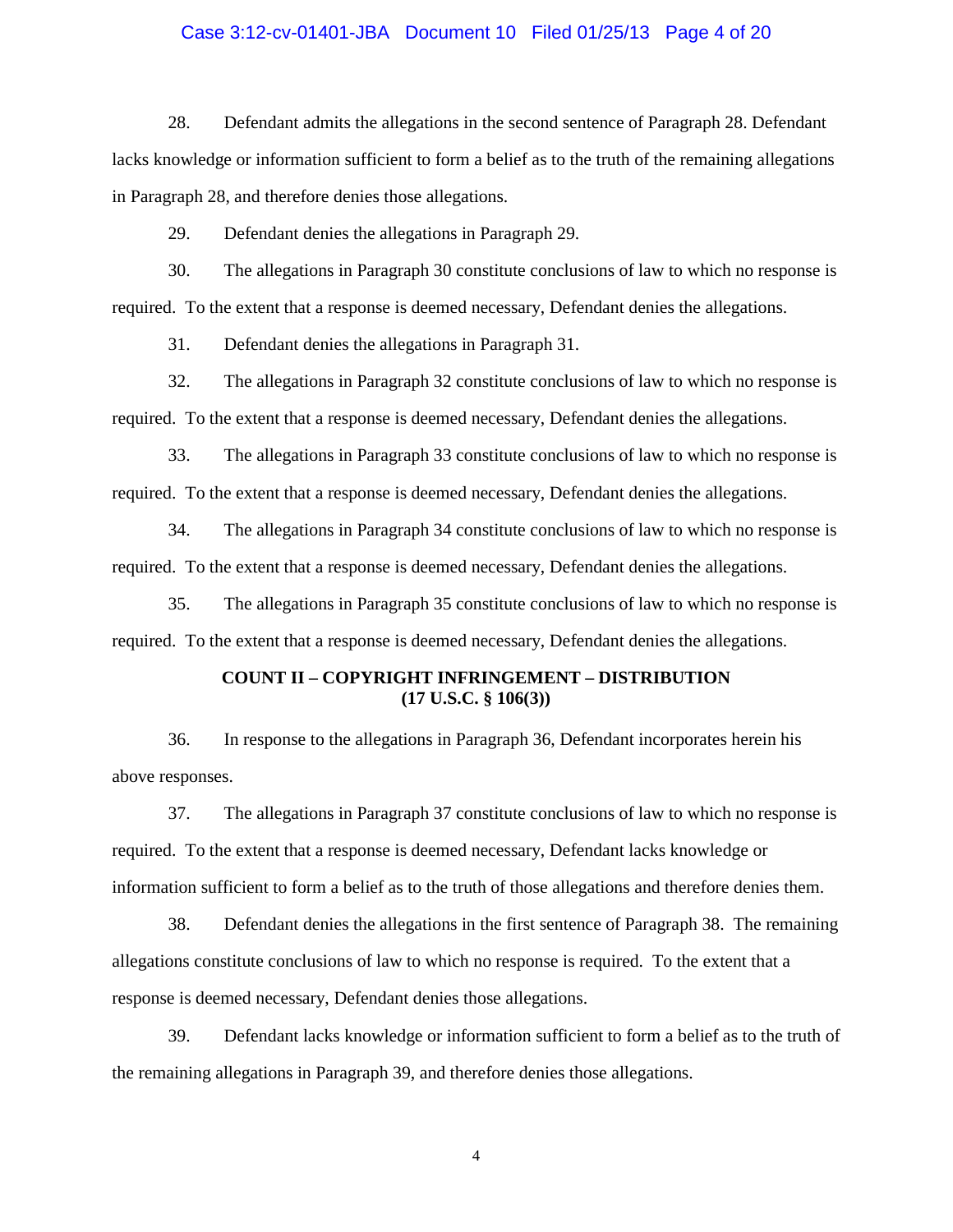28. Defendant admits the allegations in the second sentence of Paragraph 28. Defendant lacks knowledge or information sufficient to form a belief as to the truth of the remaining allegations in Paragraph 28, and therefore denies those allegations.

29. Defendant denies the allegations in Paragraph 29.

30. The allegations in Paragraph 30 constitute conclusions of law to which no response is required. To the extent that a response is deemed necessary, Defendant denies the allegations.

31. Defendant denies the allegations in Paragraph 31.

32. The allegations in Paragraph 32 constitute conclusions of law to which no response is required. To the extent that a response is deemed necessary, Defendant denies the allegations.

33. The allegations in Paragraph 33 constitute conclusions of law to which no response is required. To the extent that a response is deemed necessary, Defendant denies the allegations.

34. The allegations in Paragraph 34 constitute conclusions of law to which no response is required. To the extent that a response is deemed necessary, Defendant denies the allegations.

35. The allegations in Paragraph 35 constitute conclusions of law to which no response is required. To the extent that a response is deemed necessary, Defendant denies the allegations.

**COUNT II – COPYRIGHT INFRINGEMENT – DISTRIBUTION (17 U.S.C. § 106(3))**

36. In response to the allegations in Paragraph 36, Defendant incorporates herein his above responses.

37. The allegations in Paragraph 37 constitute conclusions of law to which no response is required. To the extent that a response is deemed necessary, Defendant lacks knowledge or information sufficient to form a belief as to the truth of those allegations and therefore denies them.

38. Defendant denies the allegations in the first sentence of Paragraph 38. The remaining allegations constitute conclusions of law to which no response is required. To the extent that a response is deemed necessary, Defendant denies those allegations.

39. Defendant lacks knowledge or information sufficient to form a belief as to the truth of the remaining allegations in Paragraph 39, and therefore denies those allegations.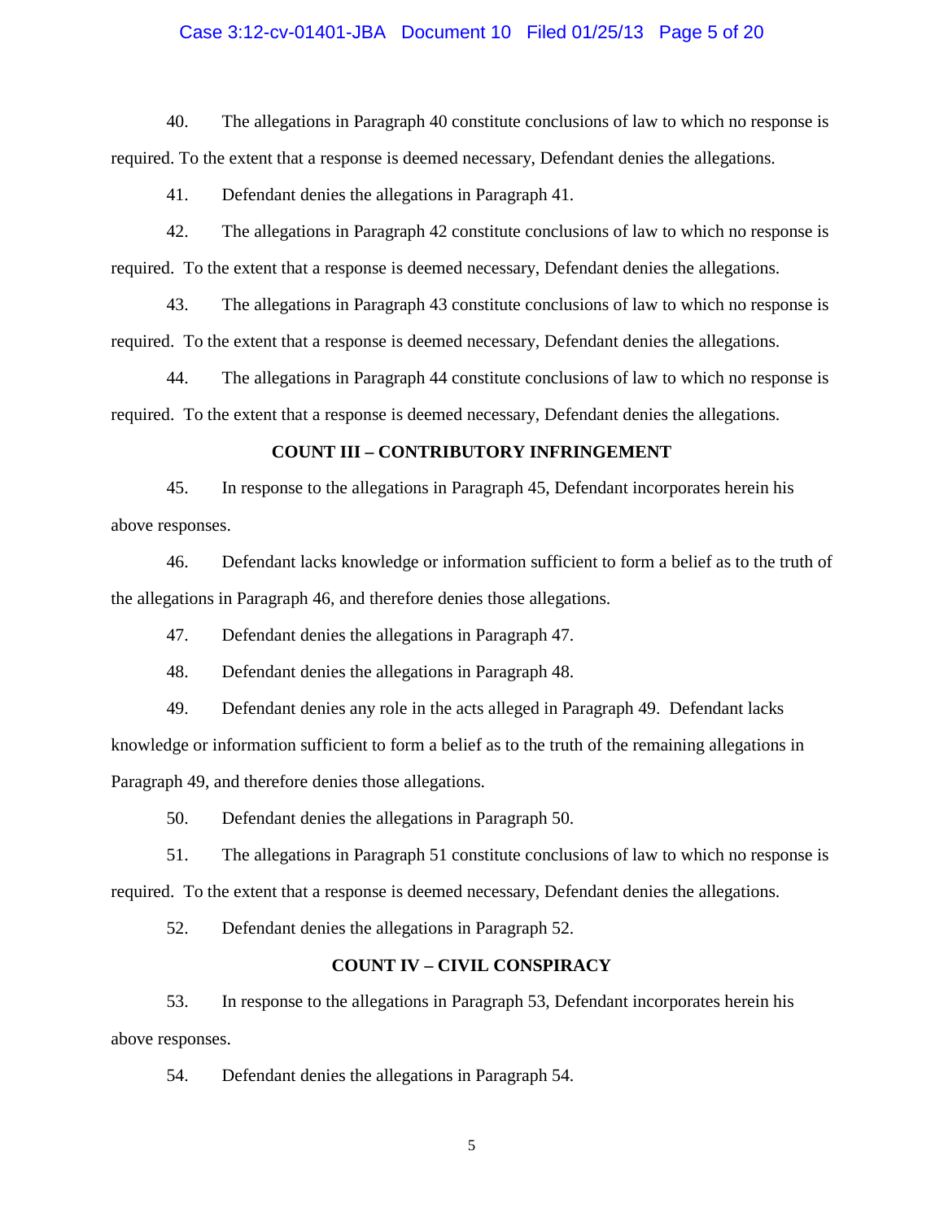40. The allegations in Paragraph 40 constitute conclusions of law to which no response is required. To the extent that a response is deemed necessary, Defendant denies the allegations.

41. Defendant denies the allegations in Paragraph 41.

42. The allegations in Paragraph 42 constitute conclusions of law to which no response is required. To the extent that a response is deemed necessary, Defendant denies the allegations.

43. The allegations in Paragraph 43 constitute conclusions of law to which no response is required. To the extent that a response is deemed necessary, Defendant denies the allegations.

44. The allegations in Paragraph 44 constitute conclusions of law to which no response is required. To the extent that a response is deemed necessary, Defendant denies the allegations.

**COUNT III – CONTRIBUTORY INFRINGEMENT**

45. In response to the allegations in Paragraph 45, Defendant incorporates herein his above responses.

46. Defendant lacks knowledge or information sufficient to form a belief as to the truth of the allegations in Paragraph 46, and therefore denies those allegations.

47. Defendant denies the allegations in Paragraph 47.

48. Defendant denies the allegations in Paragraph 48.

49. Defendant denies any role in the acts alleged in Paragraph 49. Defendant lacks knowledge or information sufficient to form a belief as to the truth of the remaining allegations in Paragraph 49, and therefore denies those allegations.

50. Defendant denies the allegations in Paragraph 50.

51. The allegations in Paragraph 51 constitute conclusions of law to which no response is required. To the extent that a response is deemed necessary, Defendant denies the allegations.

52. Defendant denies the allegations in Paragraph 52.

**COUNT IV – CIVIL CONSPIRACY**

53. In response to the allegations in Paragraph 53, Defendant incorporates herein his above responses.

54. Defendant denies the allegations in Paragraph 54.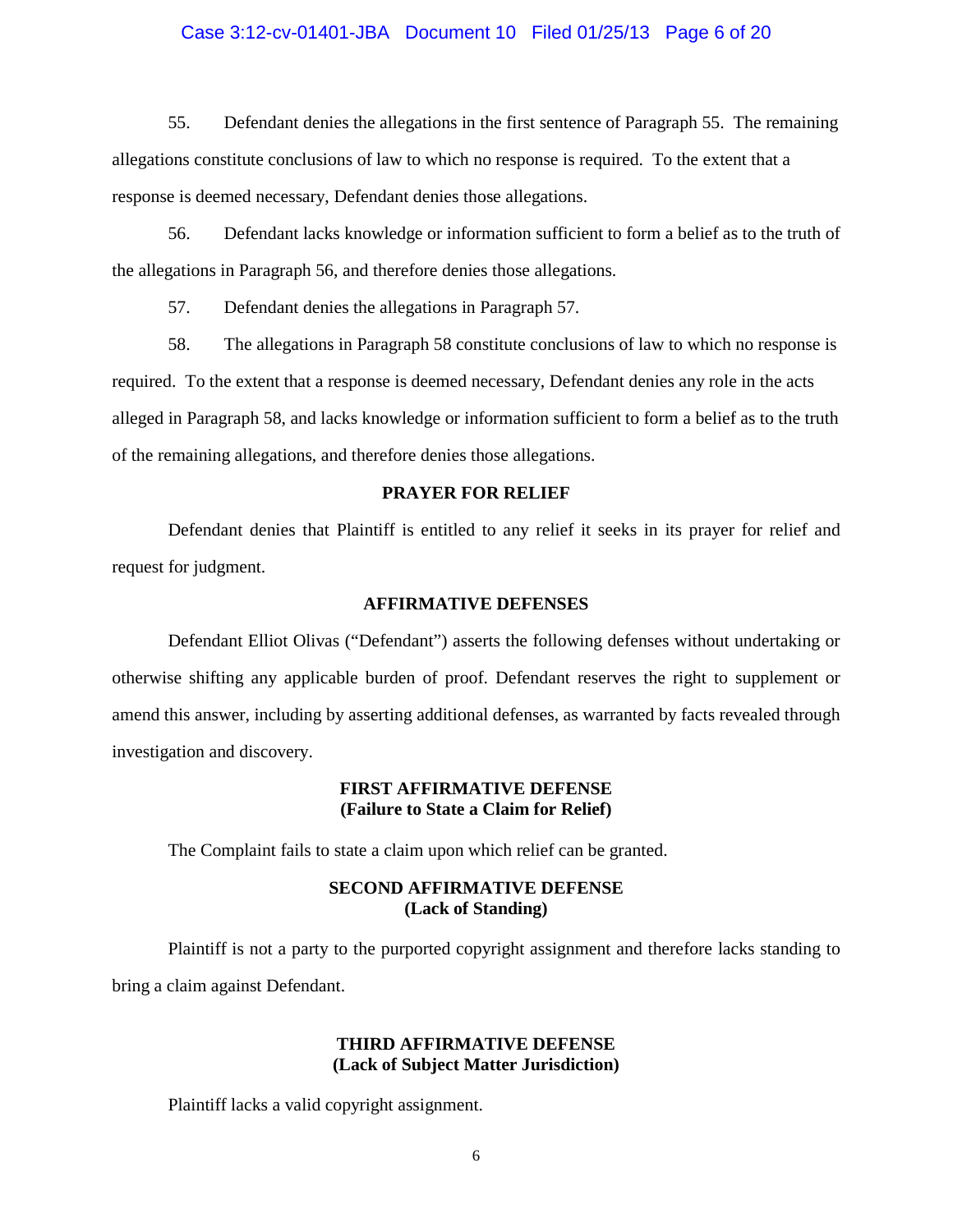55. Defendant denies the allegations in the first sentence of Paragraph 55. The remaining allegations constitute conclusions of law to which no response is required. To the extent that a response is deemed necessary, Defendant denies those allegations.

56. Defendant lacks knowledge or information sufficient to form a belief as to the truth of the allegations in Paragraph 56, and therefore denies those allegations.

57. Defendant denies the allegations in Paragraph 57.

58. The allegations in Paragraph 58 constitute conclusions of law to which no response is required. To the extent that a response is deemed necessary, Defendant denies any role in the acts alleged in Paragraph 58, and lacks knowledge or information sufficient to form a belief as to the truth of the remaining allegations, and therefore denies those allegations.

## PRAYER FOR RELIEF

Defendant denies that Plaintiff is entitled to any relief it seeks in its prayer for relief and request for judgment.

## AFFIRMATIVE DEFENSES

Defendant Elliot Olivas ("Defendant") asserts the following defenses without undertaking or otherwise shifting any applicable burden of proof. Defendant reserves the right to supplement or amend this answer, including by asserting additional defenses, as warranted by facts revealed through investigation and discovery.

### FIRST AFFIRMATIVE DEFENSE
### (Failure to State a Claim for Relief)

The Complaint fails to state a claim upon which relief can be granted.

### SECOND AFFIRMATIVE DEFENSE
### (Lack of Standing)

Plaintiff is not a party to the purported copyright assignment and therefore lacks standing to bring a claim against Defendant.

### THIRD AFFIRMATIVE DEFENSE
### (Lack of Subject Matter Jurisdiction)

Plaintiff lacks a valid copyright assignment.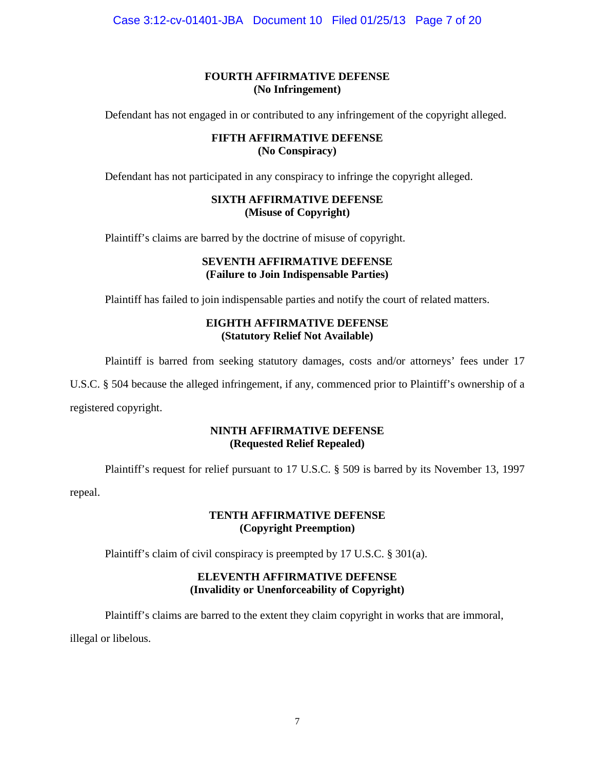**FOURTH AFFIRMATIVE DEFENSE**
**(No Infringement)**

Defendant has not engaged in or contributed to any infringement of the copyright alleged.

**FIFTH AFFIRMATIVE DEFENSE**
**(No Conspiracy)**

Defendant has not participated in any conspiracy to infringe the copyright alleged.

**SIXTH AFFIRMATIVE DEFENSE**
**(Misuse of Copyright)**

Plaintiff's claims are barred by the doctrine of misuse of copyright.

**SEVENTH AFFIRMATIVE DEFENSE**
**(Failure to Join Indispensable Parties)**

Plaintiff has failed to join indispensable parties and notify the court of related matters.

**EIGHTH AFFIRMATIVE DEFENSE**
**(Statutory Relief Not Available)**

Plaintiff is barred from seeking statutory damages, costs and/or attorneys' fees under 17 U.S.C. § 504 because the alleged infringement, if any, commenced prior to Plaintiff's ownership of a registered copyright.

**NINTH AFFIRMATIVE DEFENSE**
**(Requested Relief Repealed)**

Plaintiff's request for relief pursuant to 17 U.S.C. § 509 is barred by its November 13, 1997 repeal.

**TENTH AFFIRMATIVE DEFENSE**
**(Copyright Preemption)**

Plaintiff's claim of civil conspiracy is preempted by 17 U.S.C. § 301(a).

**ELEVENTH AFFIRMATIVE DEFENSE**
**(Invalidity or Unenforceability of Copyright)**

Plaintiff's claims are barred to the extent they claim copyright in works that are immoral, illegal or libelous.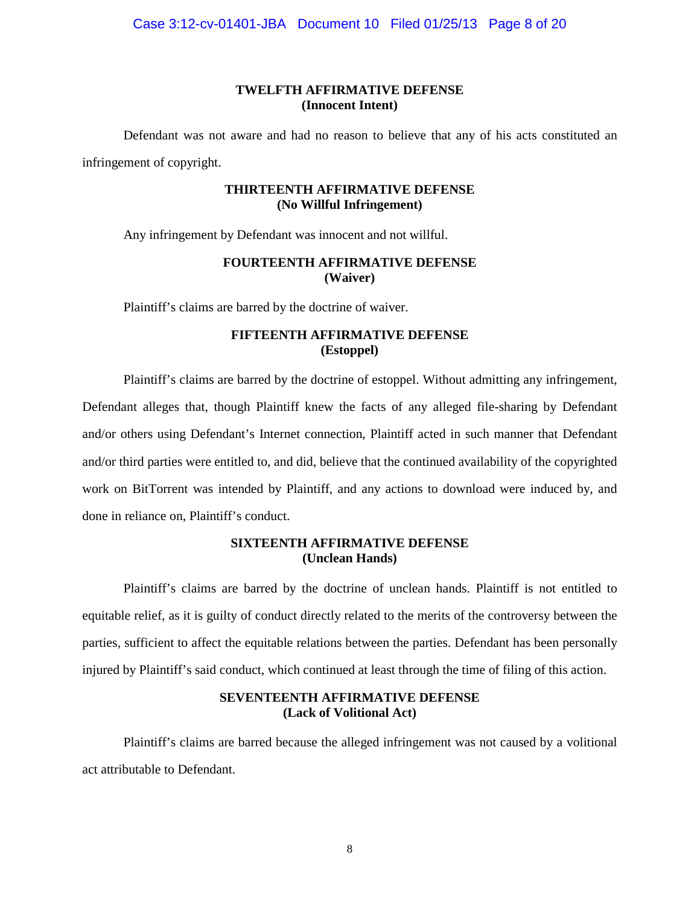### TWELFTH AFFIRMATIVE DEFENSE
### (Innocent Intent)

Defendant was not aware and had no reason to believe that any of his acts constituted an infringement of copyright.

### THIRTEENTH AFFIRMATIVE DEFENSE
### (No Willful Infringement)

Any infringement by Defendant was innocent and not willful.

### FOURTEENTH AFFIRMATIVE DEFENSE
### (Waiver)

Plaintiff's claims are barred by the doctrine of waiver.

### FIFTEENTH AFFIRMATIVE DEFENSE
### (Estoppel)

Plaintiff's claims are barred by the doctrine of estoppel. Without admitting any infringement, Defendant alleges that, though Plaintiff knew the facts of any alleged file-sharing by Defendant and/or others using Defendant's Internet connection, Plaintiff acted in such manner that Defendant and/or third parties were entitled to, and did, believe that the continued availability of the copyrighted work on BitTorrent was intended by Plaintiff, and any actions to download were induced by, and done in reliance on, Plaintiff's conduct.

### SIXTEENTH AFFIRMATIVE DEFENSE
### (Unclean Hands)

Plaintiff's claims are barred by the doctrine of unclean hands. Plaintiff is not entitled to equitable relief, as it is guilty of conduct directly related to the merits of the controversy between the parties, sufficient to affect the equitable relations between the parties. Defendant has been personally injured by Plaintiff's said conduct, which continued at least through the time of filing of this action.

### SEVENTEENTH AFFIRMATIVE DEFENSE
### (Lack of Volitional Act)

Plaintiff's claims are barred because the alleged infringement was not caused by a volitional act attributable to Defendant.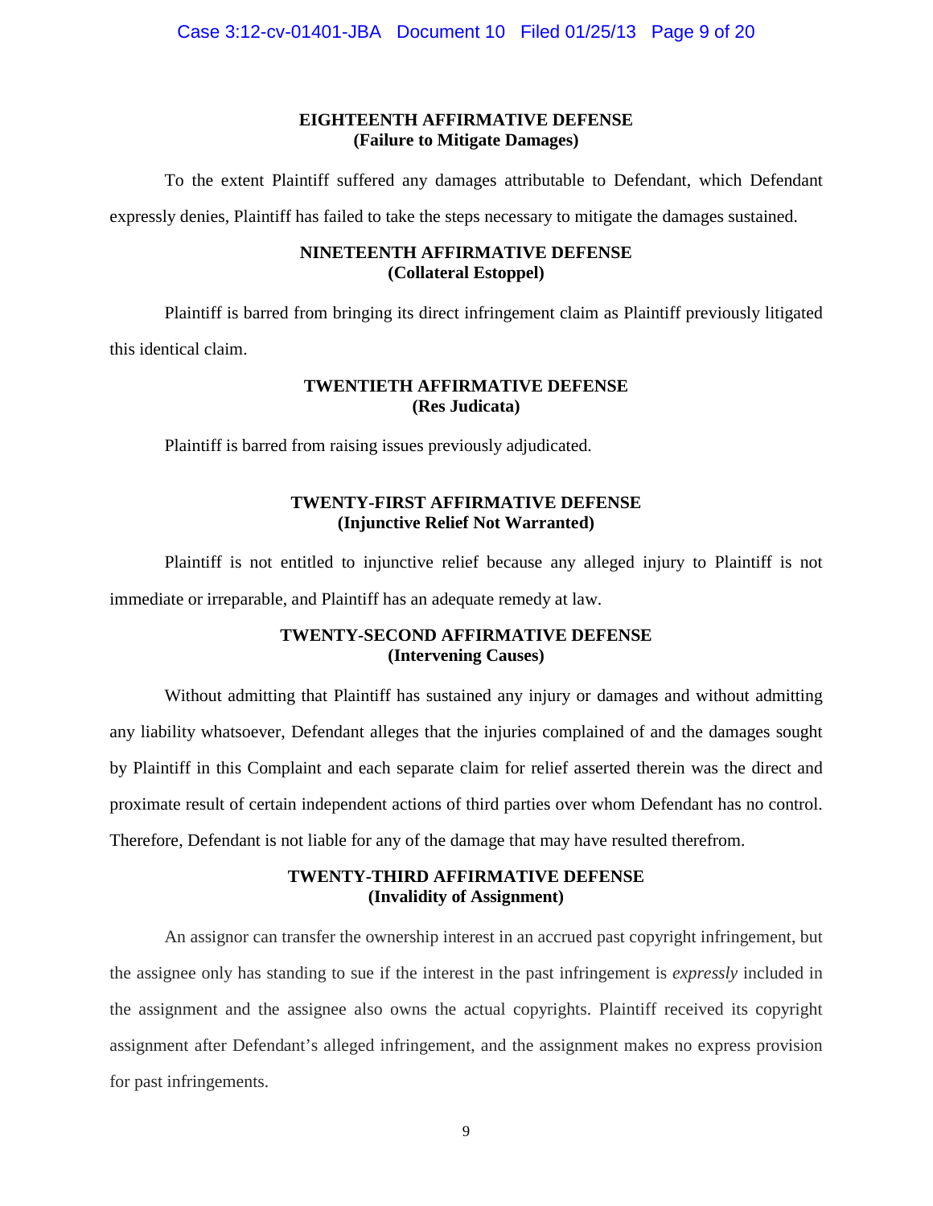**EIGHTEENTH AFFIRMATIVE DEFENSE**
**(Failure to Mitigate Damages)**

To the extent Plaintiff suffered any damages attributable to Defendant, which Defendant expressly denies, Plaintiff has failed to take the steps necessary to mitigate the damages sustained.

**NINETEENTH AFFIRMATIVE DEFENSE**
**(Collateral Estoppel)**

Plaintiff is barred from bringing its direct infringement claim as Plaintiff previously litigated this identical claim.

**TWENTIETH AFFIRMATIVE DEFENSE**
**(Res Judicata)**

Plaintiff is barred from raising issues previously adjudicated.

**TWENTY-FIRST AFFIRMATIVE DEFENSE**
**(Injunctive Relief Not Warranted)**

Plaintiff is not entitled to injunctive relief because any alleged injury to Plaintiff is not immediate or irreparable, and Plaintiff has an adequate remedy at law.

**TWENTY-SECOND AFFIRMATIVE DEFENSE**
**(Intervening Causes)**

Without admitting that Plaintiff has sustained any injury or damages and without admitting any liability whatsoever, Defendant alleges that the injuries complained of and the damages sought by Plaintiff in this Complaint and each separate claim for relief asserted therein was the direct and proximate result of certain independent actions of third parties over whom Defendant has no control. Therefore, Defendant is not liable for any of the damage that may have resulted therefrom.

**TWENTY-THIRD AFFIRMATIVE DEFENSE**
**(Invalidity of Assignment)**

An assignor can transfer the ownership interest in an accrued past copyright infringement, but the assignee only has standing to sue if the interest in the past infringement is *expressly* included in the assignment and the assignee also owns the actual copyrights. Plaintiff received its copyright assignment after Defendant's alleged infringement, and the assignment makes no express provision for past infringements.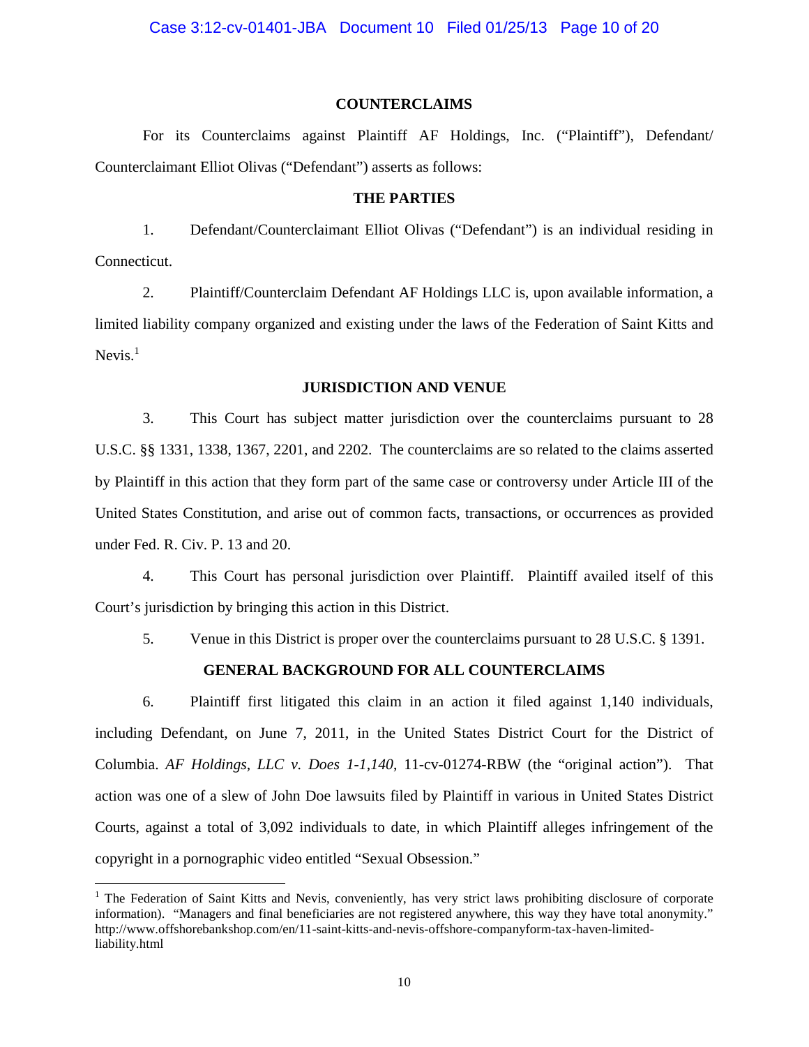## COUNTERCLAIMS

For its Counterclaims against Plaintiff AF Holdings, Inc. ("Plaintiff"), Defendant/ Counterclaimant Elliot Olivas ("Defendant") asserts as follows:

## THE PARTIES

1. Defendant/Counterclaimant Elliot Olivas ("Defendant") is an individual residing in Connecticut.

2. Plaintiff/Counterclaim Defendant AF Holdings LLC is, upon available information, a limited liability company organized and existing under the laws of the Federation of Saint Kitts and Nevis.[1]

## JURISDICTION AND VENUE

3. This Court has subject matter jurisdiction over the counterclaims pursuant to 28 U.S.C. §§ 1331, 1338, 1367, 2201, and 2202. The counterclaims are so related to the claims asserted by Plaintiff in this action that they form part of the same case or controversy under Article III of the United States Constitution, and arise out of common facts, transactions, or occurrences as provided under Fed. R. Civ. P. 13 and 20.

4. This Court has personal jurisdiction over Plaintiff. Plaintiff availed itself of this Court's jurisdiction by bringing this action in this District.

5. Venue in this District is proper over the counterclaims pursuant to 28 U.S.C. § 1391.

## GENERAL BACKGROUND FOR ALL COUNTERCLAIMS

6. Plaintiff first litigated this claim in an action it filed against 1,140 individuals, including Defendant, on June 7, 2011, in the United States District Court for the District of Columbia. *AF Holdings, LLC v. Does 1-1,140*, 11-cv-01274-RBW (the "original action"). That action was one of a slew of John Doe lawsuits filed by Plaintiff in various in United States District Courts, against a total of 3,092 individuals to date, in which Plaintiff alleges infringement of the copyright in a pornographic video entitled "Sexual Obsession."

---

[1] The Federation of Saint Kitts and Nevis, conveniently, has very strict laws prohibiting disclosure of corporate information). "Managers and final beneficiaries are not registered anywhere, this way they have total anonymity." http://www.offshorebankshop.com/en/11-saint-kitts-and-nevis-offshore-companyform-tax-haven-limited-liability.html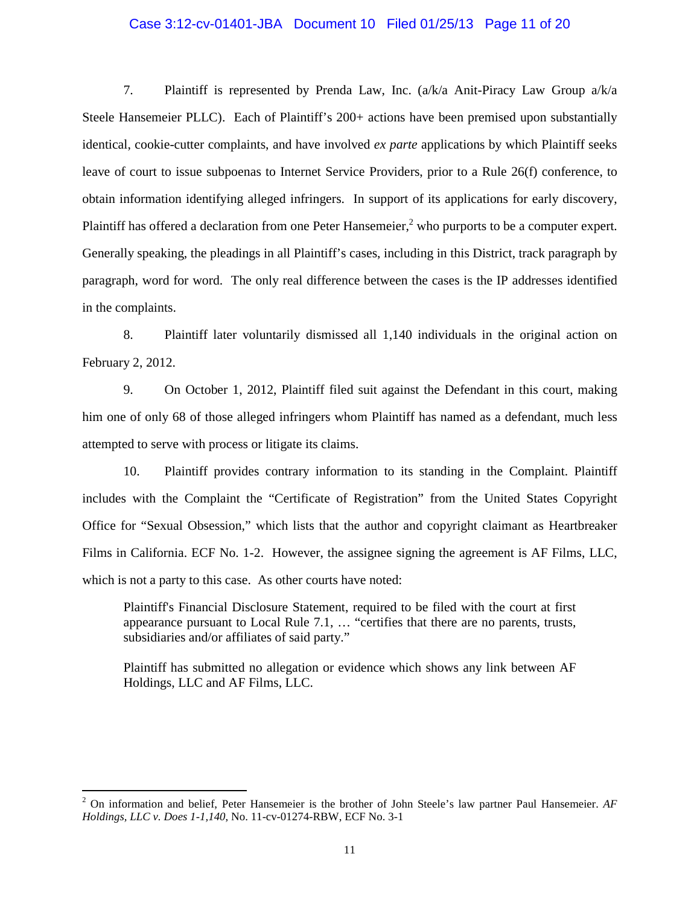7. Plaintiff is represented by Prenda Law, Inc. (a/k/a Anit-Piracy Law Group a/k/a Steele Hansemeier PLLC). Each of Plaintiff's 200+ actions have been premised upon substantially identical, cookie-cutter complaints, and have involved *ex parte* applications by which Plaintiff seeks leave of court to issue subpoenas to Internet Service Providers, prior to a Rule 26(f) conference, to obtain information identifying alleged infringers. In support of its applications for early discovery, Plaintiff has offered a declaration from one Peter Hansemeier,[2] who purports to be a computer expert. Generally speaking, the pleadings in all Plaintiff's cases, including in this District, track paragraph by paragraph, word for word. The only real difference between the cases is the IP addresses identified in the complaints.

8. Plaintiff later voluntarily dismissed all 1,140 individuals in the original action on February 2, 2012.

9. On October 1, 2012, Plaintiff filed suit against the Defendant in this court, making him one of only 68 of those alleged infringers whom Plaintiff has named as a defendant, much less attempted to serve with process or litigate its claims.

10. Plaintiff provides contrary information to its standing in the Complaint. Plaintiff includes with the Complaint the "Certificate of Registration" from the United States Copyright Office for "Sexual Obsession," which lists that the author and copyright claimant as Heartbreaker Films in California. ECF No. 1-2. However, the assignee signing the agreement is AF Films, LLC, which is not a party to this case. As other courts have noted:

> Plaintiff's Financial Disclosure Statement, required to be filed with the court at first appearance pursuant to Local Rule 7.1, … "certifies that there are no parents, trusts, subsidiaries and/or affiliates of said party."
>
> Plaintiff has submitted no allegation or evidence which shows any link between AF Holdings, LLC and AF Films, LLC.

---

[2] On information and belief, Peter Hansemeier is the brother of John Steele's law partner Paul Hansemeier. *AF Holdings, LLC v. Does 1-1,140*, No. 11-cv-01274-RBW, ECF No. 3-1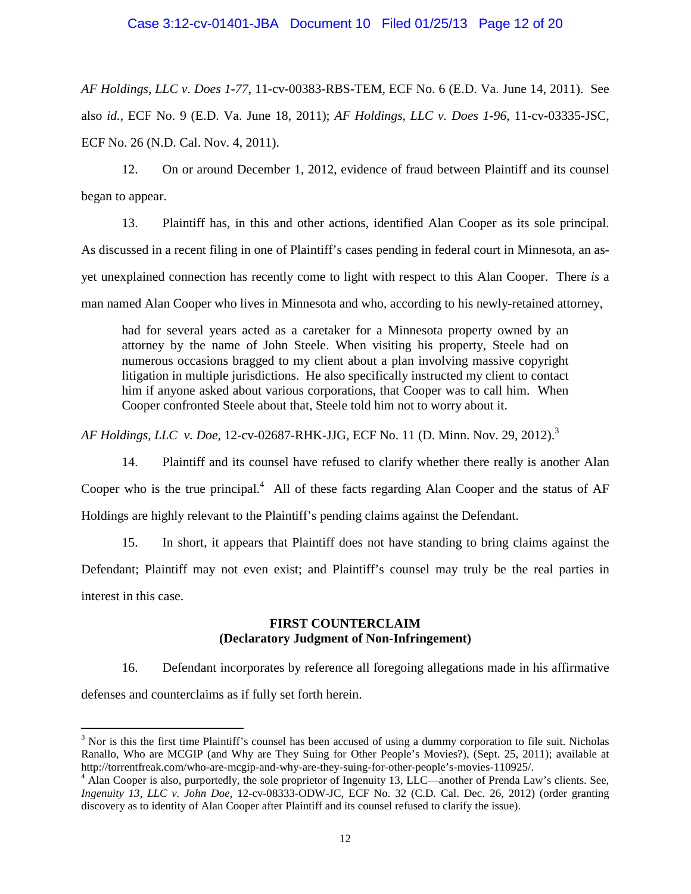*AF Holdings, LLC v. Does 1-77*, 11-cv-00383-RBS-TEM, ECF No. 6 (E.D. Va. June 14, 2011). See also *id.*, ECF No. 9 (E.D. Va. June 18, 2011); *AF Holdings, LLC v. Does 1-96*, 11-cv-03335-JSC, ECF No. 26 (N.D. Cal. Nov. 4, 2011).

12. On or around December 1, 2012, evidence of fraud between Plaintiff and its counsel began to appear.

13. Plaintiff has, in this and other actions, identified Alan Cooper as its sole principal. As discussed in a recent filing in one of Plaintiff's cases pending in federal court in Minnesota, an as-yet unexplained connection has recently come to light with respect to this Alan Cooper. There *is* a man named Alan Cooper who lives in Minnesota and who, according to his newly-retained attorney,

> had for several years acted as a caretaker for a Minnesota property owned by an attorney by the name of John Steele. When visiting his property, Steele had on numerous occasions bragged to my client about a plan involving massive copyright litigation in multiple jurisdictions. He also specifically instructed my client to contact him if anyone asked about various corporations, that Cooper was to call him. When Cooper confronted Steele about that, Steele told him not to worry about it.

*AF Holdings, LLC v. Doe*, 12-cv-02687-RHK-JJG, ECF No. 11 (D. Minn. Nov. 29, 2012).[3]

14. Plaintiff and its counsel have refused to clarify whether there really is another Alan Cooper who is the true principal.[4] All of these facts regarding Alan Cooper and the status of AF Holdings are highly relevant to the Plaintiff's pending claims against the Defendant.

15. In short, it appears that Plaintiff does not have standing to bring claims against the Defendant; Plaintiff may not even exist; and Plaintiff's counsel may truly be the real parties in interest in this case.

**FIRST COUNTERCLAIM**
**(Declaratory Judgment of Non-Infringement)**

16. Defendant incorporates by reference all foregoing allegations made in his affirmative defenses and counterclaims as if fully set forth herein.

---

[3] Nor is this the first time Plaintiff's counsel has been accused of using a dummy corporation to file suit. Nicholas Ranallo, Who are MCGIP (and Why are They Suing for Other People's Movies?), (Sept. 25, 2011); available at http://torrentfreak.com/who-are-mcgip-and-why-are-they-suing-for-other-people's-movies-110925/.

[4] Alan Cooper is also, purportedly, the sole proprietor of Ingenuity 13, LLC—another of Prenda Law's clients. See, *Ingenuity 13, LLC v. John Doe*, 12-cv-08333-ODW-JC, ECF No. 32 (C.D. Cal. Dec. 26, 2012) (order granting discovery as to identity of Alan Cooper after Plaintiff and its counsel refused to clarify the issue).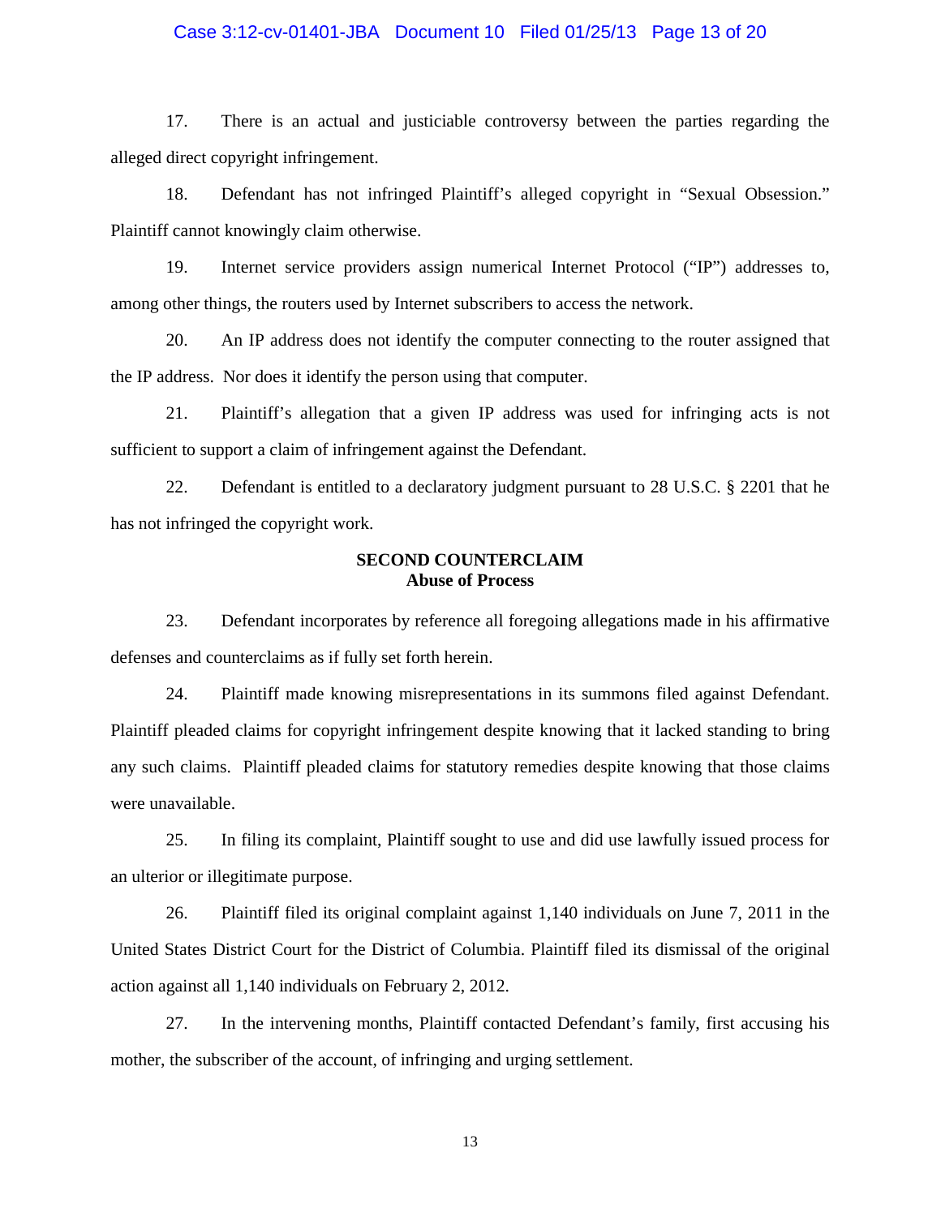17. There is an actual and justiciable controversy between the parties regarding the alleged direct copyright infringement.

18. Defendant has not infringed Plaintiff's alleged copyright in "Sexual Obsession." Plaintiff cannot knowingly claim otherwise.

19. Internet service providers assign numerical Internet Protocol ("IP") addresses to, among other things, the routers used by Internet subscribers to access the network.

20. An IP address does not identify the computer connecting to the router assigned that the IP address. Nor does it identify the person using that computer.

21. Plaintiff's allegation that a given IP address was used for infringing acts is not sufficient to support a claim of infringement against the Defendant.

22. Defendant is entitled to a declaratory judgment pursuant to 28 U.S.C. § 2201 that he has not infringed the copyright work.

**SECOND COUNTERCLAIM**
**Abuse of Process**

23. Defendant incorporates by reference all foregoing allegations made in his affirmative defenses and counterclaims as if fully set forth herein.

24. Plaintiff made knowing misrepresentations in its summons filed against Defendant. Plaintiff pleaded claims for copyright infringement despite knowing that it lacked standing to bring any such claims. Plaintiff pleaded claims for statutory remedies despite knowing that those claims were unavailable.

25. In filing its complaint, Plaintiff sought to use and did use lawfully issued process for an ulterior or illegitimate purpose.

26. Plaintiff filed its original complaint against 1,140 individuals on June 7, 2011 in the United States District Court for the District of Columbia. Plaintiff filed its dismissal of the original action against all 1,140 individuals on February 2, 2012.

27. In the intervening months, Plaintiff contacted Defendant's family, first accusing his mother, the subscriber of the account, of infringing and urging settlement.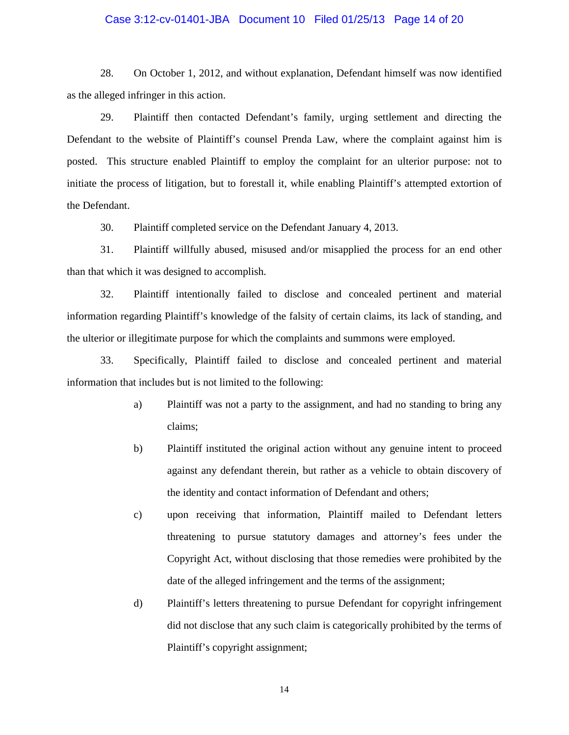28. On October 1, 2012, and without explanation, Defendant himself was now identified as the alleged infringer in this action.

29. Plaintiff then contacted Defendant's family, urging settlement and directing the Defendant to the website of Plaintiff's counsel Prenda Law, where the complaint against him is posted. This structure enabled Plaintiff to employ the complaint for an ulterior purpose: not to initiate the process of litigation, but to forestall it, while enabling Plaintiff's attempted extortion of the Defendant.

30. Plaintiff completed service on the Defendant January 4, 2013.

31. Plaintiff willfully abused, misused and/or misapplied the process for an end other than that which it was designed to accomplish.

32. Plaintiff intentionally failed to disclose and concealed pertinent and material information regarding Plaintiff's knowledge of the falsity of certain claims, its lack of standing, and the ulterior or illegitimate purpose for which the complaints and summons were employed.

33. Specifically, Plaintiff failed to disclose and concealed pertinent and material information that includes but is not limited to the following:

a) Plaintiff was not a party to the assignment, and had no standing to bring any claims;

b) Plaintiff instituted the original action without any genuine intent to proceed against any defendant therein, but rather as a vehicle to obtain discovery of the identity and contact information of Defendant and others;

c) upon receiving that information, Plaintiff mailed to Defendant letters threatening to pursue statutory damages and attorney's fees under the Copyright Act, without disclosing that those remedies were prohibited by the date of the alleged infringement and the terms of the assignment;

d) Plaintiff's letters threatening to pursue Defendant for copyright infringement did not disclose that any such claim is categorically prohibited by the terms of Plaintiff's copyright assignment;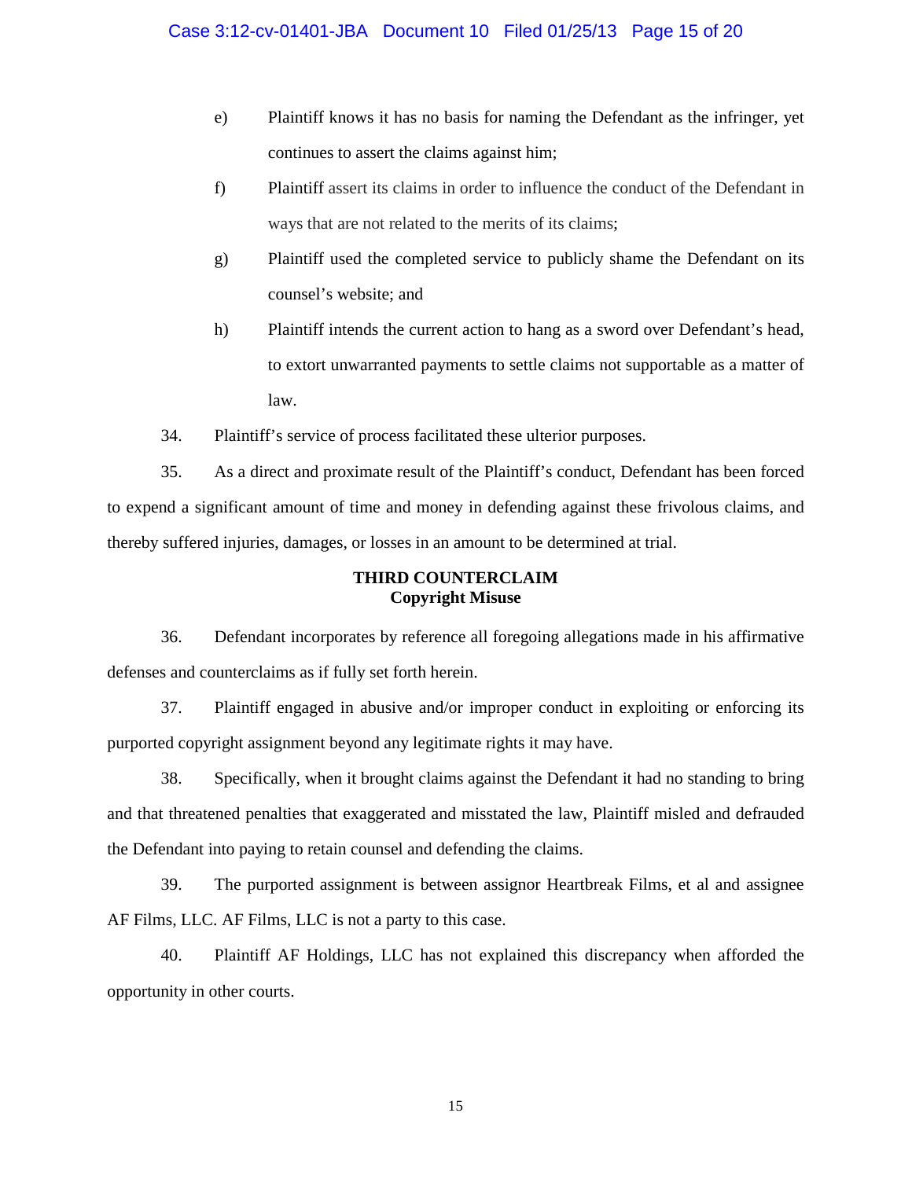e) Plaintiff knows it has no basis for naming the Defendant as the infringer, yet continues to assert the claims against him;

f) Plaintiff assert its claims in order to influence the conduct of the Defendant in ways that are not related to the merits of its claims;

g) Plaintiff used the completed service to publicly shame the Defendant on its counsel's website; and

h) Plaintiff intends the current action to hang as a sword over Defendant's head, to extort unwarranted payments to settle claims not supportable as a matter of law.

34. Plaintiff's service of process facilitated these ulterior purposes.

35. As a direct and proximate result of the Plaintiff's conduct, Defendant has been forced to expend a significant amount of time and money in defending against these frivolous claims, and thereby suffered injuries, damages, or losses in an amount to be determined at trial.

**THIRD COUNTERCLAIM**
**Copyright Misuse**

36. Defendant incorporates by reference all foregoing allegations made in his affirmative defenses and counterclaims as if fully set forth herein.

37. Plaintiff engaged in abusive and/or improper conduct in exploiting or enforcing its purported copyright assignment beyond any legitimate rights it may have.

38. Specifically, when it brought claims against the Defendant it had no standing to bring and that threatened penalties that exaggerated and misstated the law, Plaintiff misled and defrauded the Defendant into paying to retain counsel and defending the claims.

39. The purported assignment is between assignor Heartbreak Films, et al and assignee AF Films, LLC. AF Films, LLC is not a party to this case.

40. Plaintiff AF Holdings, LLC has not explained this discrepancy when afforded the opportunity in other courts.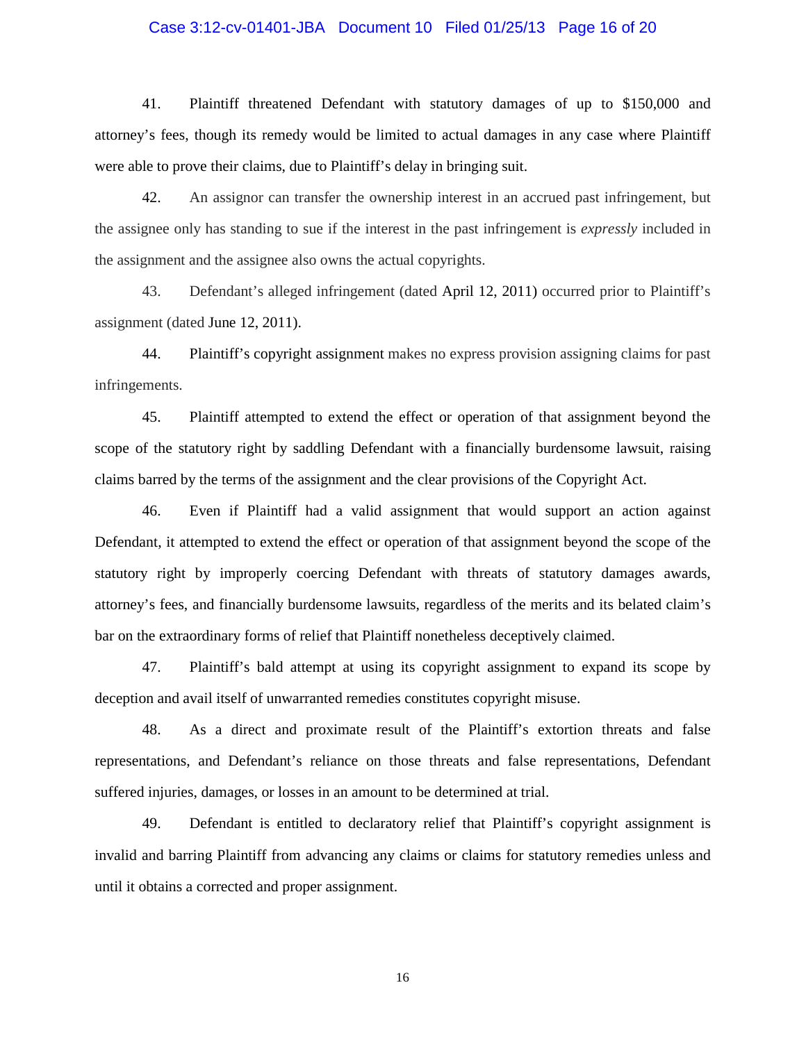41. Plaintiff threatened Defendant with statutory damages of up to $150,000 and attorney's fees, though its remedy would be limited to actual damages in any case where Plaintiff were able to prove their claims, due to Plaintiff's delay in bringing suit.

42. An assignor can transfer the ownership interest in an accrued past infringement, but the assignee only has standing to sue if the interest in the past infringement is *expressly* included in the assignment and the assignee also owns the actual copyrights.

43. Defendant's alleged infringement (dated April 12, 2011) occurred prior to Plaintiff's assignment (dated June 12, 2011).

44. Plaintiff's copyright assignment makes no express provision assigning claims for past infringements.

45. Plaintiff attempted to extend the effect or operation of that assignment beyond the scope of the statutory right by saddling Defendant with a financially burdensome lawsuit, raising claims barred by the terms of the assignment and the clear provisions of the Copyright Act.

46. Even if Plaintiff had a valid assignment that would support an action against Defendant, it attempted to extend the effect or operation of that assignment beyond the scope of the statutory right by improperly coercing Defendant with threats of statutory damages awards, attorney's fees, and financially burdensome lawsuits, regardless of the merits and its belated claim's bar on the extraordinary forms of relief that Plaintiff nonetheless deceptively claimed.

47. Plaintiff's bald attempt at using its copyright assignment to expand its scope by deception and avail itself of unwarranted remedies constitutes copyright misuse.

48. As a direct and proximate result of the Plaintiff's extortion threats and false representations, and Defendant's reliance on those threats and false representations, Defendant suffered injuries, damages, or losses in an amount to be determined at trial.

49. Defendant is entitled to declaratory relief that Plaintiff's copyright assignment is invalid and barring Plaintiff from advancing any claims or claims for statutory remedies unless and until it obtains a corrected and proper assignment.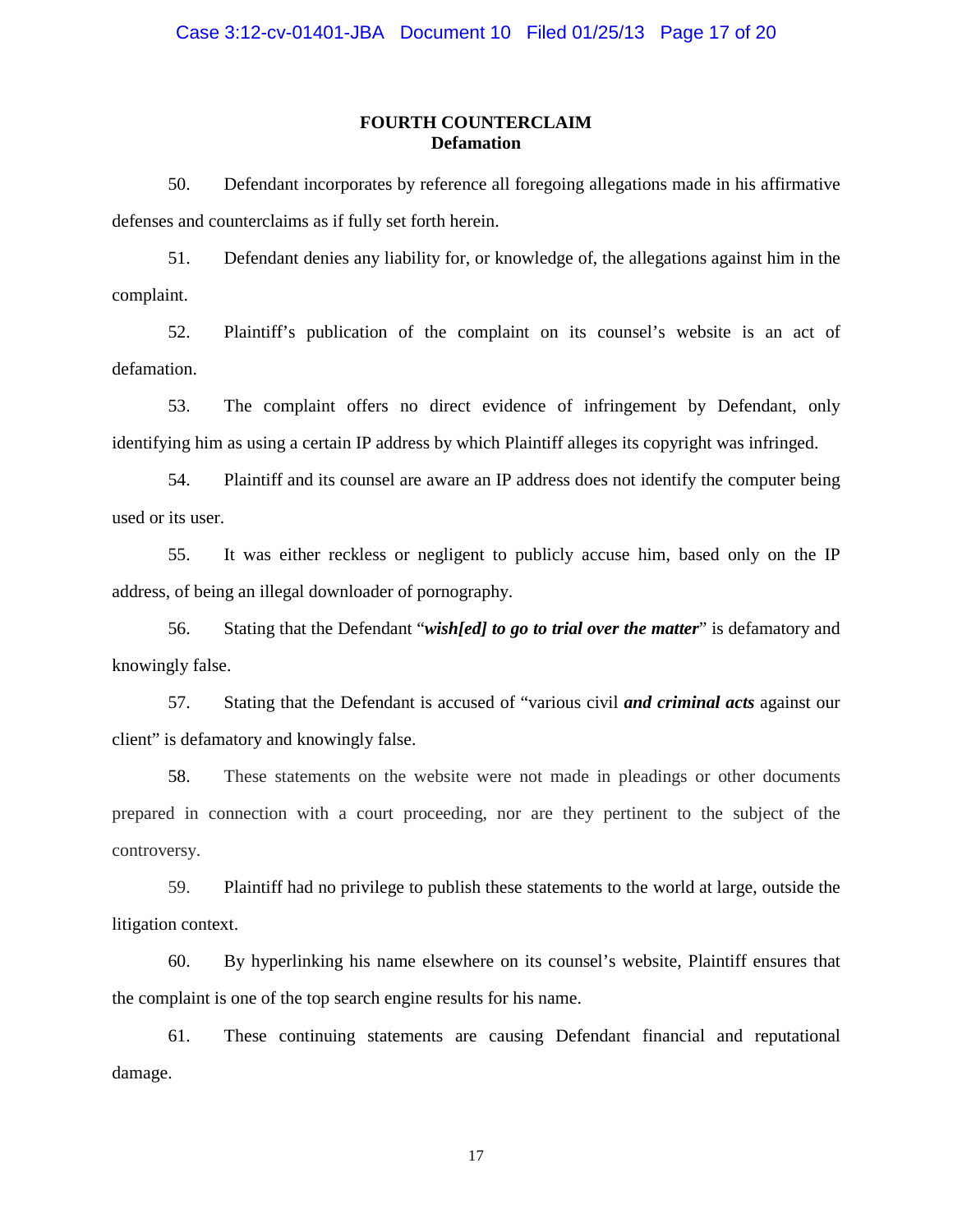## FOURTH COUNTERCLAIM
### Defamation

50. Defendant incorporates by reference all foregoing allegations made in his affirmative defenses and counterclaims as if fully set forth herein.

51. Defendant denies any liability for, or knowledge of, the allegations against him in the complaint.

52. Plaintiff's publication of the complaint on its counsel's website is an act of defamation.

53. The complaint offers no direct evidence of infringement by Defendant, only identifying him as using a certain IP address by which Plaintiff alleges its copyright was infringed.

54. Plaintiff and its counsel are aware an IP address does not identify the computer being used or its user.

55. It was either reckless or negligent to publicly accuse him, based only on the IP address, of being an illegal downloader of pornography.

56. Stating that the Defendant "***wish[ed] to go to trial over the matter***" is defamatory and knowingly false.

57. Stating that the Defendant is accused of "various civil ***and criminal acts*** against our client" is defamatory and knowingly false.

58. These statements on the website were not made in pleadings or other documents prepared in connection with a court proceeding, nor are they pertinent to the subject of the controversy.

59. Plaintiff had no privilege to publish these statements to the world at large, outside the litigation context.

60. By hyperlinking his name elsewhere on its counsel's website, Plaintiff ensures that the complaint is one of the top search engine results for his name.

61. These continuing statements are causing Defendant financial and reputational damage.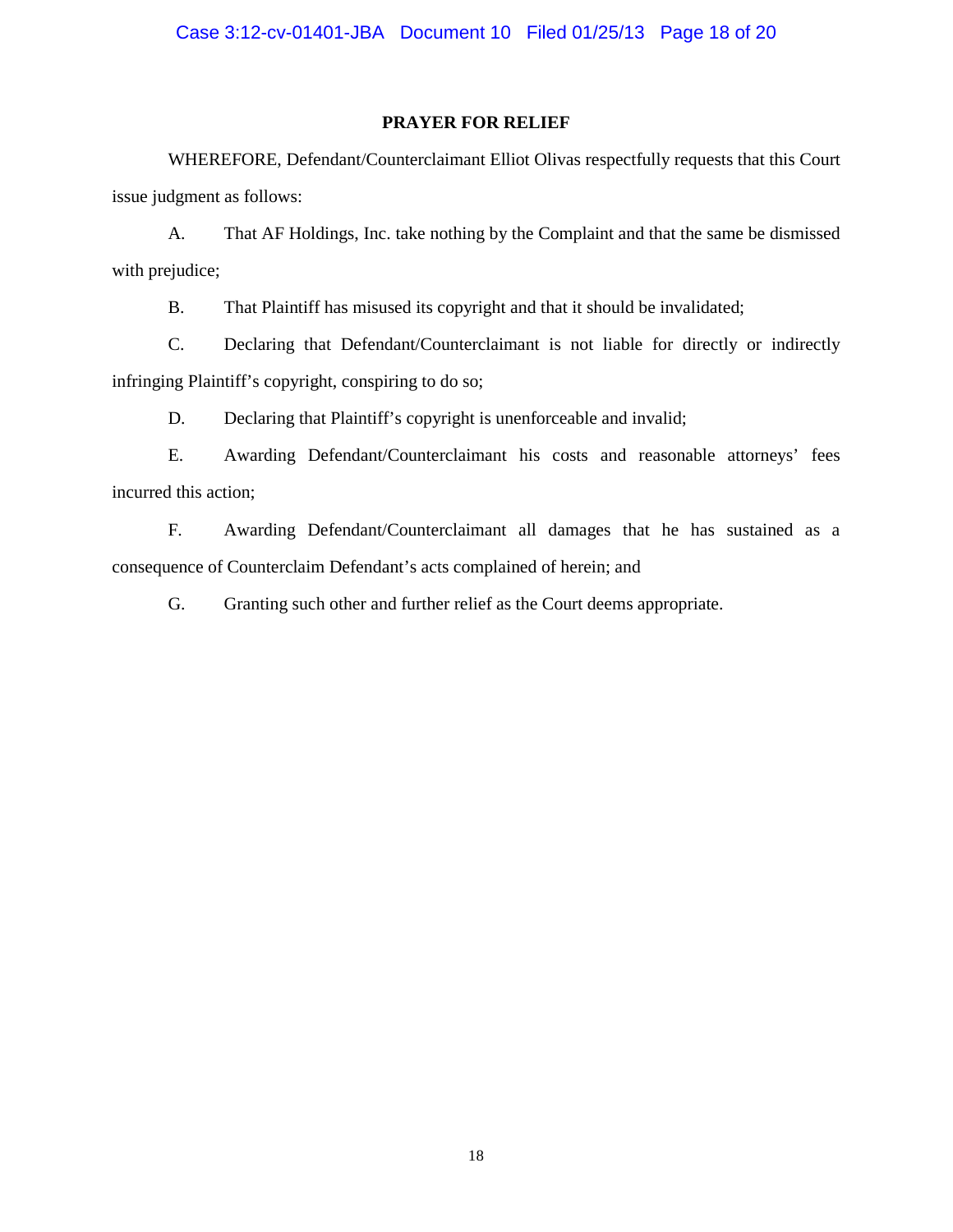## PRAYER FOR RELIEF

WHEREFORE, Defendant/Counterclaimant Elliot Olivas respectfully requests that this Court issue judgment as follows:

A. That AF Holdings, Inc. take nothing by the Complaint and that the same be dismissed with prejudice;

B. That Plaintiff has misused its copyright and that it should be invalidated;

C. Declaring that Defendant/Counterclaimant is not liable for directly or indirectly infringing Plaintiff's copyright, conspiring to do so;

D. Declaring that Plaintiff's copyright is unenforceable and invalid;

E. Awarding Defendant/Counterclaimant his costs and reasonable attorneys' fees incurred this action;

F. Awarding Defendant/Counterclaimant all damages that he has sustained as a consequence of Counterclaim Defendant's acts complained of herein; and

G. Granting such other and further relief as the Court deems appropriate.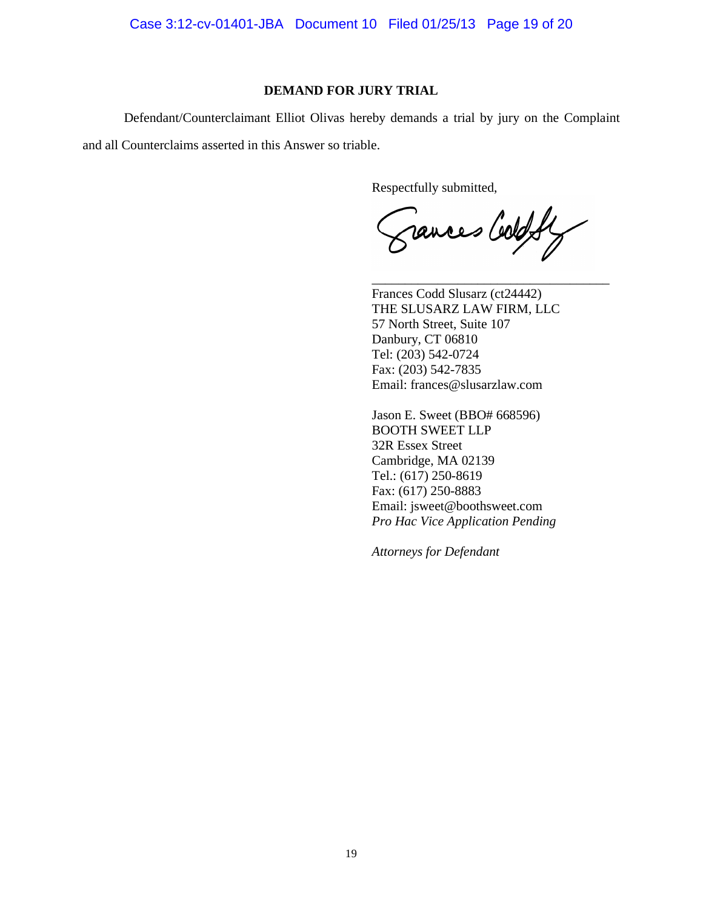## DEMAND FOR JURY TRIAL

Defendant/Counterclaimant Elliot Olivas hereby demands a trial by jury on the Complaint and all Counterclaims asserted in this Answer so triable.

Respectfully submitted,

\_\_\_\_\_\_\_\_\_\_\_\_\_\_\_\_\_\_\_\_\_\_\_\_\_\_\_\_\_\_\_\_\_\_\_\_

Frances Codd Slusarz (ct24442)
THE SLUSARZ LAW FIRM, LLC
57 North Street, Suite 107
Danbury, CT 06810
Tel: (203) 542-0724
Fax: (203) 542-7835
Email: frances@slusarzlaw.com

Jason E. Sweet (BBO# 668596)
BOOTH SWEET LLP
32R Essex Street
Cambridge, MA 02139
Tel.: (617) 250-8619
Fax: (617) 250-8883
Email: jsweet@boothsweet.com
*Pro Hac Vice Application Pending*

*Attorneys for Defendant*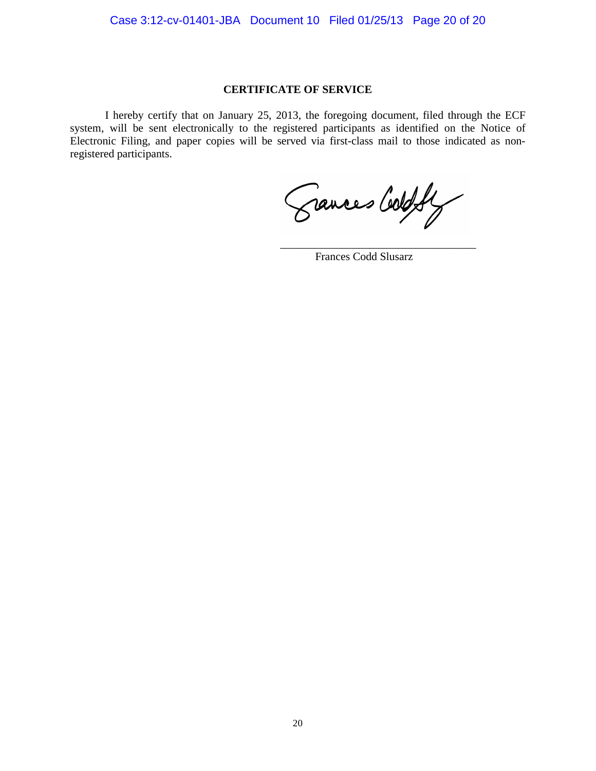## CERTIFICATE OF SERVICE

I hereby certify that on January 25, 2013, the foregoing document, filed through the ECF system, will be sent electronically to the registered participants as identified on the Notice of Electronic Filing, and paper copies will be served via first-class mail to those indicated as non-registered participants.

\_\_\_\_\_\_\_\_\_\_\_\_\_\_\_\_\_\_\_\_\_\_\_\_\_\_\_\_\_\_\_\_\_\_\_\_

Frances Codd Slusarz